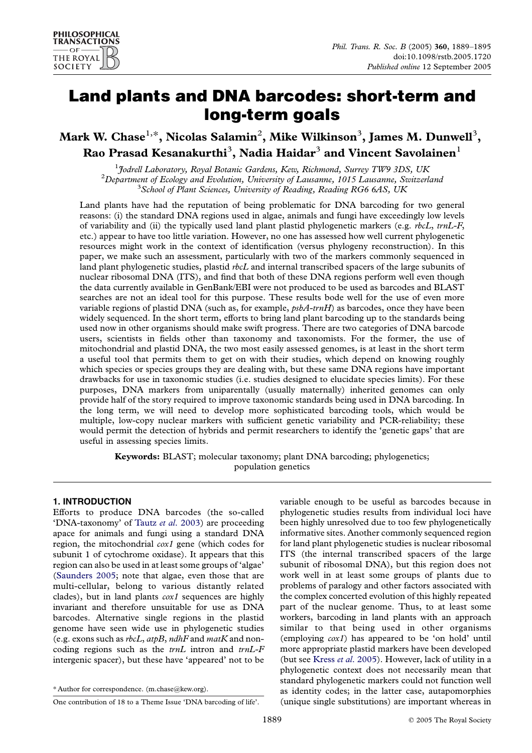# Land plants and DNA barcodes: short-term and long-term goals

**Mark W. Chase[1,*], Nicolas Salamin[2], Mike Wilkinson[3], James M. Dunwell[3], Rao Prasad Kesanakurthi[3], Nadia Haidar[3] and Vincent Savolainen[1]**

[1]*Jodrell Laboratory, Royal Botanic Gardens, Kew, Richmond, Surrey TW9 3DS, UK*
[2]*Department of Ecology and Evolution, University of Lausanne, 1015 Lausanne, Switzerland*
[3]*School of Plant Sciences, University of Reading, Reading RG6 6AS, UK*

Land plants have had the reputation of being problematic for DNA barcoding for two general reasons: (i) the standard DNA regions used in algae, animals and fungi have exceedingly low levels of variability and (ii) the typically used land plant plastid phylogenetic markers (e.g. *rbcL*, *trnL-F*, etc.) appear to have too little variation. However, no one has assessed how well current phylogenetic resources might work in the context of identification (versus phylogeny reconstruction). In this paper, we make such an assessment, particularly with two of the markers commonly sequenced in land plant phylogenetic studies, plastid *rbcL* and internal transcribed spacers of the large subunits of nuclear ribosomal DNA (ITS), and find that both of these DNA regions perform well even though the data currently available in GenBank/EBI were not produced to be used as barcodes and BLAST searches are not an ideal tool for this purpose. These results bode well for the use of even more variable regions of plastid DNA (such as, for example, *psbA-trnH*) as barcodes, once they have been widely sequenced. In the short term, efforts to bring land plant barcoding up to the standards being used now in other organisms should make swift progress. There are two categories of DNA barcode users, scientists in fields other than taxonomy and taxonomists. For the former, the use of mitochondrial and plastid DNA, the two most easily assessed genomes, is at least in the short term a useful tool that permits them to get on with their studies, which depend on knowing roughly which species or species groups they are dealing with, but these same DNA regions have important drawbacks for use in taxonomic studies (i.e. studies designed to elucidate species limits). For these purposes, DNA markers from uniparentally (usually maternally) inherited genomes can only provide half of the story required to improve taxonomic standards being used in DNA barcoding. In the long term, we will need to develop more sophisticated barcoding tools, which would be multiple, low-copy nuclear markers with sufficient genetic variability and PCR-reliability; these would permit the detection of hybrids and permit researchers to identify the 'genetic gaps' that are useful in assessing species limits.

**Keywords:** BLAST; molecular taxonomy; plant DNA barcoding; phylogenetics; population genetics

## 1. INTRODUCTION

Efforts to produce DNA barcodes (the so-called 'DNA-taxonomy' of Tautz *et al*. 2003) are proceeding apace for animals and fungi using a standard DNA region, the mitochondrial *cox1* gene (which codes for subunit 1 of cytochrome oxidase). It appears that this region can also be used in at least some groups of 'algae' (Saunders 2005; note that algae, even those that are multi-cellular, belong to various distantly related clades), but in land plants *cox1* sequences are highly invariant and therefore unsuitable for use as DNA barcodes. Alternative single regions in the plastid genome have seen wide use in phylogenetic studies (e.g. exons such as *rbcL*, *atpB*, *ndhF* and *matK* and non-coding regions such as the *trnL* intron and *trnL-F* intergenic spacer), but these have 'appeared' not to be variable enough to be useful as barcodes because in phylogenetic studies results from individual loci have been highly unresolved due to too few phylogenetically informative sites. Another commonly sequenced region for land plant phylogenetic studies is nuclear ribosomal ITS (the internal transcribed spacers of the large subunit of ribosomal DNA), but this region does not work well in at least some groups of plants due to problems of paralogy and other factors associated with the complex concerted evolution of this highly repeated part of the nuclear genome. Thus, to at least some workers, barcoding in land plants with an approach similar to that being used in other organisms (employing *cox1*) has appeared to be 'on hold' until more appropriate plastid markers have been developed (but see Kress *et al*. 2005). However, lack of utility in a phylogenetic context does not necessarily mean that standard phylogenetic markers could not function well as identity codes; in the latter case, autapomorphies (unique single substitutions) are important whereas in

\* Author for correspondence. (m.chase@kew.org).

One contribution of 18 to a Theme Issue 'DNA barcoding of life'.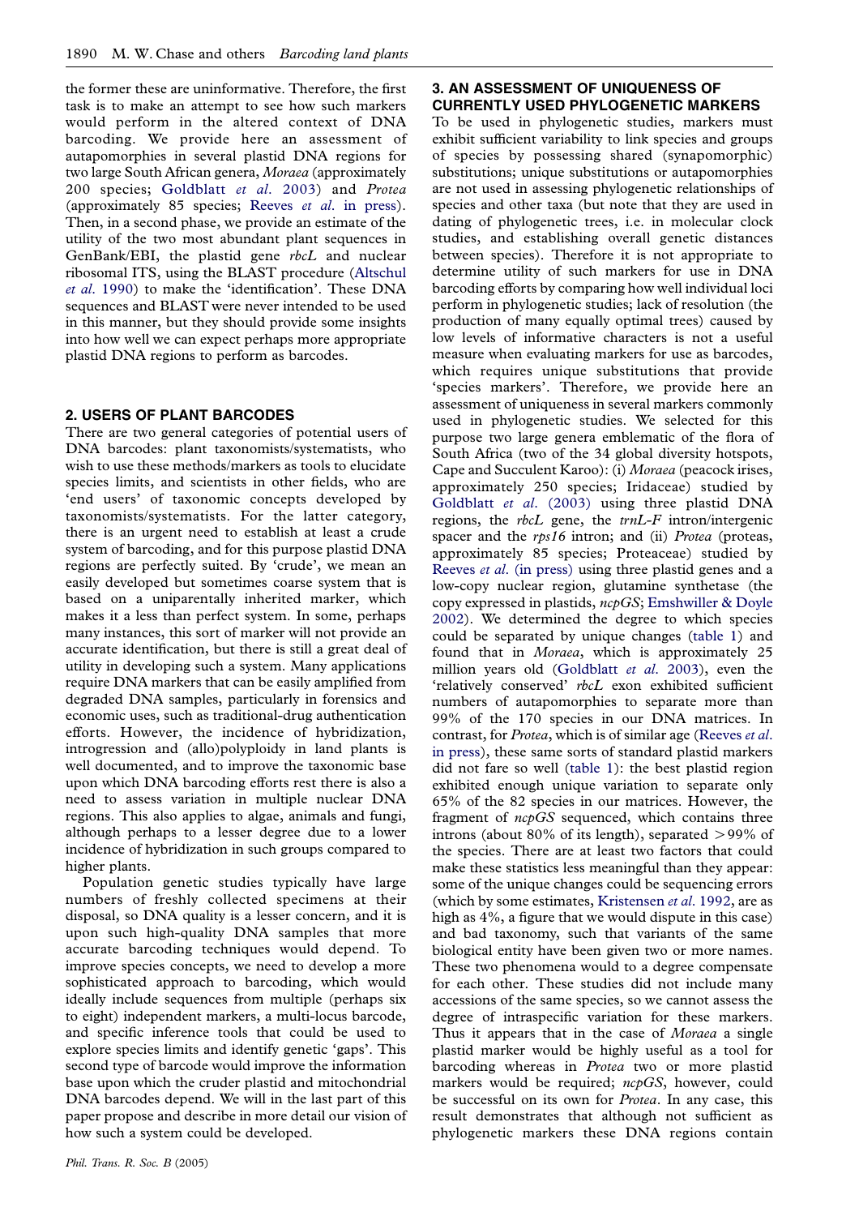the former these are uninformative. Therefore, the first task is to make an attempt to see how such markers would perform in the altered context of DNA barcoding. We provide here an assessment of autapomorphies in several plastid DNA regions for two large South African genera, *Moraea* (approximately 200 species; Goldblatt *et al.* 2003) and *Protea* (approximately 85 species; Reeves *et al.* in press). Then, in a second phase, we provide an estimate of the utility of the two most abundant plant sequences in GenBank/EBI, the plastid gene *rbcL* and nuclear ribosomal ITS, using the BLAST procedure (Altschul *et al.* 1990) to make the 'identification'. These DNA sequences and BLAST were never intended to be used in this manner, but they should provide some insights into how well we can expect perhaps more appropriate plastid DNA regions to perform as barcodes.

## 2. USERS OF PLANT BARCODES

There are two general categories of potential users of DNA barcodes: plant taxonomists/systematists, who wish to use these methods/markers as tools to elucidate species limits, and scientists in other fields, who are 'end users' of taxonomic concepts developed by taxonomists/systematists. For the latter category, there is an urgent need to establish at least a crude system of barcoding, and for this purpose plastid DNA regions are perfectly suited. By 'crude', we mean an easily developed but sometimes coarse system that is based on a uniparentally inherited marker, which makes it a less than perfect system. In some, perhaps many instances, this sort of marker will not provide an accurate identification, but there is still a great deal of utility in developing such a system. Many applications require DNA markers that can be easily amplified from degraded DNA samples, particularly in forensics and economic uses, such as traditional-drug authentication efforts. However, the incidence of hybridization, introgression and (allo)polyploidy in land plants is well documented, and to improve the taxonomic base upon which DNA barcoding efforts rest there is also a need to assess variation in multiple nuclear DNA regions. This also applies to algae, animals and fungi, although perhaps to a lesser degree due to a lower incidence of hybridization in such groups compared to higher plants.

Population genetic studies typically have large numbers of freshly collected specimens at their disposal, so DNA quality is a lesser concern, and it is upon such high-quality DNA samples that more accurate barcoding techniques would depend. To improve species concepts, we need to develop a more sophisticated approach to barcoding, which would ideally include sequences from multiple (perhaps six to eight) independent markers, a multi-locus barcode, and specific inference tools that could be used to explore species limits and identify genetic 'gaps'. This second type of barcode would improve the information base upon which the cruder plastid and mitochondrial DNA barcodes depend. We will in the last part of this paper propose and describe in more detail our vision of how such a system could be developed.

## 3. AN ASSESSMENT OF UNIQUENESS OF CURRENTLY USED PHYLOGENETIC MARKERS

To be used in phylogenetic studies, markers must exhibit sufficient variability to link species and groups of species by possessing shared (synapomorphic) substitutions; unique substitutions or autapomorphies are not used in assessing phylogenetic relationships of species and other taxa (but note that they are used in dating of phylogenetic trees, i.e. in molecular clock studies, and establishing overall genetic distances between species). Therefore it is not appropriate to determine utility of such markers for use in DNA barcoding efforts by comparing how well individual loci perform in phylogenetic studies; lack of resolution (the production of many equally optimal trees) caused by low levels of informative characters is not a useful measure when evaluating markers for use as barcodes, which requires unique substitutions that provide 'species markers'. Therefore, we provide here an assessment of uniqueness in several markers commonly used in phylogenetic studies. We selected for this purpose two large genera emblematic of the flora of South Africa (two of the 34 global diversity hotspots, Cape and Succulent Karoo): (i) *Moraea* (peacock irises, approximately 250 species; Iridaceae) studied by Goldblatt *et al.* (2003) using three plastid DNA regions, the *rbcL* gene, the *trnL-F* intron/intergenic spacer and the *rps16* intron; and (ii) *Protea* (proteas, approximately 85 species; Proteaceae) studied by Reeves *et al.* (in press) using three plastid genes and a low-copy nuclear region, glutamine synthetase (the copy expressed in plastids, *ncpGS*; Emshwiller & Doyle 2002). We determined the degree to which species could be separated by unique changes (table 1) and found that in *Moraea*, which is approximately 25 million years old (Goldblatt *et al.* 2003), even the 'relatively conserved' *rbcL* exon exhibited sufficient numbers of autapomorphies to separate more than 99% of the 170 species in our DNA matrices. In contrast, for *Protea*, which is of similar age (Reeves *et al.* in press), these same sorts of standard plastid markers did not fare so well (table 1): the best plastid region exhibited enough unique variation to separate only 65% of the 82 species in our matrices. However, the fragment of *ncpGS* sequenced, which contains three introns (about 80% of its length), separated >99% of the species. There are at least two factors that could make these statistics less meaningful than they appear: some of the unique changes could be sequencing errors (which by some estimates, Kristensen *et al.* 1992, are as high as 4%, a figure that we would dispute in this case) and bad taxonomy, such that variants of the same biological entity have been given two or more names. These two phenomena would to a degree compensate for each other. These studies did not include many accessions of the same species, so we cannot assess the degree of intraspecific variation for these markers. Thus it appears that in the case of *Moraea* a single plastid marker would be highly useful as a tool for barcoding whereas in *Protea* two or more plastid markers would be required; *ncpGS*, however, could be successful on its own for *Protea*. In any case, this result demonstrates that although not sufficient as phylogenetic markers these DNA regions contain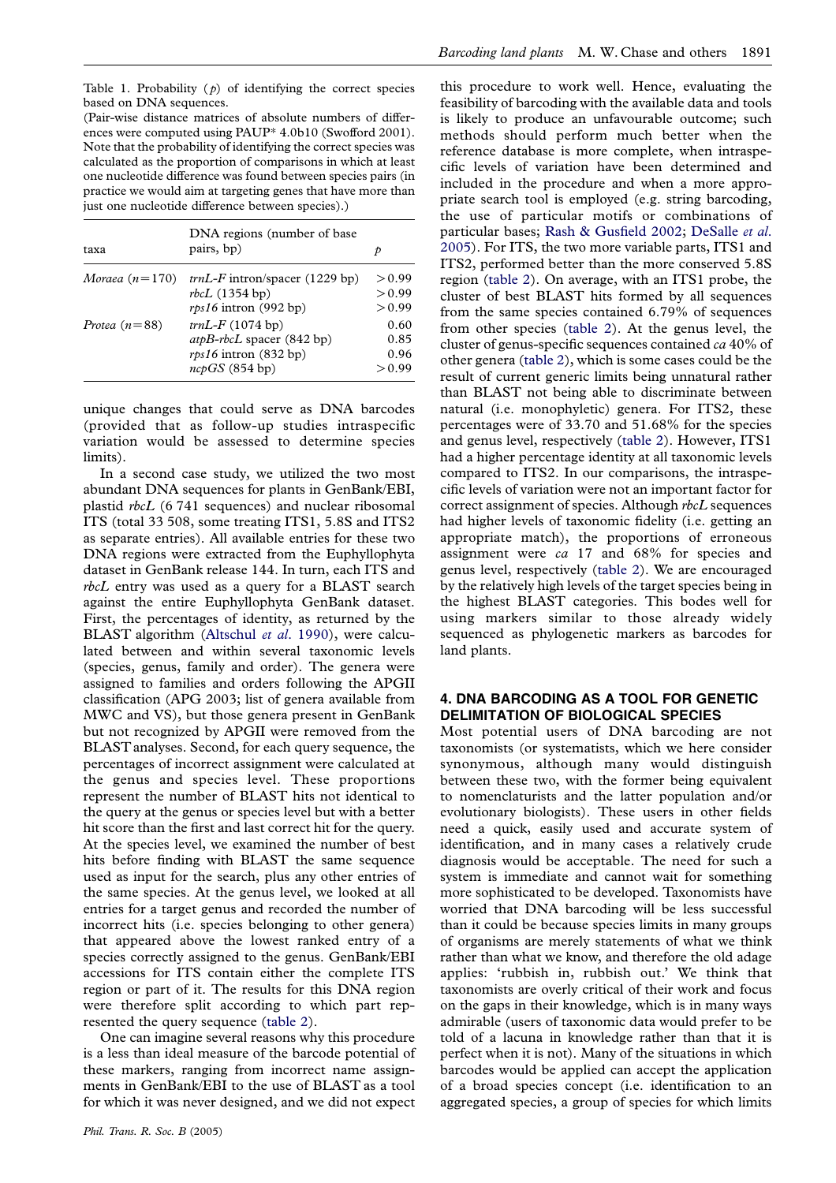Table 1. Probability ($p$) of identifying the correct species based on DNA sequences.

(Pair-wise distance matrices of absolute numbers of differences were computed using PAUP* 4.0b10 (Swofford 2001). Note that the probability of identifying the correct species was calculated as the proportion of comparisons in which at least one nucleotide difference was found between species pairs (in practice we would aim at targeting genes that have more than just one nucleotide difference between species).)

| taxa | DNA regions (number of base pairs, bp) | $p$ |
|---|---|---|
| *Moraea* ($n=170$) | *trnL-F* intron/spacer (1229 bp) | $>0.99$ |
| | *rbcL* (1354 bp) | $>0.99$ |
| | *rps16* intron (992 bp) | $>0.99$ |
| *Protea* ($n=88$) | *trnL-F* (1074 bp) | 0.60 |
| | *atpB-rbcL* spacer (842 bp) | 0.85 |
| | *rps16* intron (832 bp) | 0.96 |
| | *ncpGS* (854 bp) | $>0.99$ |

unique changes that could serve as DNA barcodes (provided that as follow-up studies intraspecific variation would be assessed to determine species limits).

In a second case study, we utilized the two most abundant DNA sequences for plants in GenBank/EBI, plastid *rbcL* (6 741 sequences) and nuclear ribosomal ITS (total 33 508, some treating ITS1, 5.8S and ITS2 as separate entries). All available entries for these two DNA regions were extracted from the Euphyllophyta dataset in GenBank release 144. In turn, each ITS and *rbcL* entry was used as a query for a BLAST search against the entire Euphyllophyta GenBank dataset. First, the percentages of identity, as returned by the BLAST algorithm (Altschul *et al.* 1990), were calculated between and within several taxonomic levels (species, genus, family and order). The genera were assigned to families and orders following the APGII classification (APG 2003; list of genera available from MWC and VS), but those genera present in GenBank but not recognized by APGII were removed from the BLAST analyses. Second, for each query sequence, the percentages of incorrect assignment were calculated at the genus and species level. These proportions represent the number of BLAST hits not identical to the query at the genus or species level but with a better hit score than the first and last correct hit for the query. At the species level, we examined the number of best hits before finding with BLAST the same sequence used as input for the search, plus any other entries of the same species. At the genus level, we looked at all entries for a target genus and recorded the number of incorrect hits (i.e. species belonging to other genera) that appeared above the lowest ranked entry of a species correctly assigned to the genus. GenBank/EBI accessions for ITS contain either the complete ITS region or part of it. The results for this DNA region were therefore split according to which part represented the query sequence (table 2).

One can imagine several reasons why this procedure is a less than ideal measure of the barcode potential of these markers, ranging from incorrect name assignments in GenBank/EBI to the use of BLAST as a tool for which it was never designed, and we did not expect this procedure to work well. Hence, evaluating the feasibility of barcoding with the available data and tools is likely to produce an unfavourable outcome; such methods should perform much better when the reference database is more complete, when intraspecific levels of variation have been determined and included in the procedure and when a more appropriate search tool is employed (e.g. string barcoding, the use of particular motifs or combinations of particular bases; Rash & Gusfield 2002; DeSalle *et al.* 2005). For ITS, the two more variable parts, ITS1 and ITS2, performed better than the more conserved 5.8S region (table 2). On average, with an ITS1 probe, the cluster of best BLAST hits formed by all sequences from the same species contained 6.79% of sequences from other species (table 2). At the genus level, the cluster of genus-specific sequences contained *ca* 40% of other genera (table 2), which is some cases could be the result of current generic limits being unnatural rather than BLAST not being able to discriminate between natural (i.e. monophyletic) genera. For ITS2, these percentages were of 33.70 and 51.68% for the species and genus level, respectively (table 2). However, ITS1 had a higher percentage identity at all taxonomic levels compared to ITS2. In our comparisons, the intraspecific levels of variation were not an important factor for correct assignment of species. Although *rbcL* sequences had higher levels of taxonomic fidelity (i.e. getting an appropriate match), the proportions of erroneous assignment were *ca* 17 and 68% for species and genus level, respectively (table 2). We are encouraged by the relatively high levels of the target species being in the highest BLAST categories. This bodes well for using markers similar to those already widely sequenced as phylogenetic markers as barcodes for land plants.

## 4. DNA BARCODING AS A TOOL FOR GENETIC DELIMITATION OF BIOLOGICAL SPECIES

Most potential users of DNA barcoding are not taxonomists (or systematists, which we here consider synonymous, although many would distinguish between these two, with the former being equivalent to nomenclaturists and the latter population and/or evolutionary biologists). These users in other fields need a quick, easily used and accurate system of identification, and in many cases a relatively crude diagnosis would be acceptable. The need for such a system is immediate and cannot wait for something more sophisticated to be developed. Taxonomists have worried that DNA barcoding will be less successful than it could be because species limits in many groups of organisms are merely statements of what we think rather than what we know, and therefore the old adage applies: 'rubbish in, rubbish out.' We think that taxonomists are overly critical of their work and focus on the gaps in their knowledge, which is in many ways admirable (users of taxonomic data would prefer to be told of a lacuna in knowledge rather than that it is perfect when it is not). Many of the situations in which barcodes would be applied can accept the application of a broad species concept (i.e. identification to an aggregated species, a group of species for which limits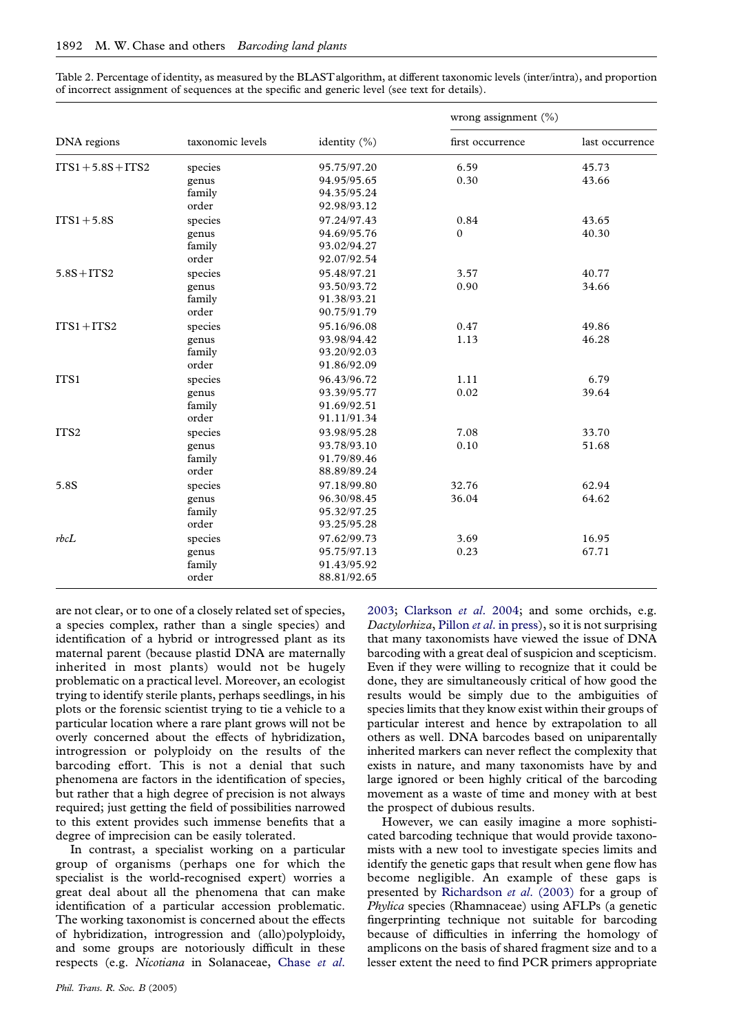Table 2. Percentage of identity, as measured by the BLAST algorithm, at different taxonomic levels (inter/intra), and proportion of incorrect assignment of sequences at the specific and generic level (see text for details).

| DNA regions | taxonomic levels | identity (%) | wrong assignment (%) | |
|---|---|---|---|---|
| | | | first occurrence | last occurrence |
| ITS1+5.8S+ITS2 | species | 95.75/97.20 | 6.59 | 45.73 |
| | genus | 94.95/95.65 | 0.30 | 43.66 |
| | family | 94.35/95.24 | | |
| | order | 92.98/93.12 | | |
| ITS1+5.8S | species | 97.24/97.43 | 0.84 | 43.65 |
| | genus | 94.69/95.76 | 0 | 40.30 |
| | family | 93.02/94.27 | | |
| | order | 92.07/92.54 | | |
| 5.8S+ITS2 | species | 95.48/97.21 | 3.57 | 40.77 |
| | genus | 93.50/93.72 | 0.90 | 34.66 |
| | family | 91.38/93.21 | | |
| | order | 90.75/91.79 | | |
| ITS1+ITS2 | species | 95.16/96.08 | 0.47 | 49.86 |
| | genus | 93.98/94.42 | 1.13 | 46.28 |
| | family | 93.20/92.03 | | |
| | order | 91.86/92.09 | | |
| ITS1 | species | 96.43/96.72 | 1.11 | 6.79 |
| | genus | 93.39/95.77 | 0.02 | 39.64 |
| | family | 91.69/92.51 | | |
| | order | 91.11/91.34 | | |
| ITS2 | species | 93.98/95.28 | 7.08 | 33.70 |
| | genus | 93.78/93.10 | 0.10 | 51.68 |
| | family | 91.79/89.46 | | |
| | order | 88.89/89.24 | | |
| 5.8S | species | 97.18/99.80 | 32.76 | 62.94 |
| | genus | 96.30/98.45 | 36.04 | 64.62 |
| | family | 95.32/97.25 | | |
| | order | 93.25/95.28 | | |
| *rbcL* | species | 97.62/99.73 | 3.69 | 16.95 |
| | genus | 95.75/97.13 | 0.23 | 67.71 |
| | family | 91.43/95.92 | | |
| | order | 88.81/92.65 | | |

are not clear, or to one of a closely related set of species, a species complex, rather than a single species) and identification of a hybrid or introgressed plant as its maternal parent (because plastid DNA are maternally inherited in most plants) would not be hugely problematic on a practical level. Moreover, an ecologist trying to identify sterile plants, perhaps seedlings, in his plots or the forensic scientist trying to tie a vehicle to a particular location where a rare plant grows will not be overly concerned about the effects of hybridization, introgression or polyploidy on the results of the barcoding effort. This is not a denial that such phenomena are factors in the identification of species, but rather that a high degree of precision is not always required; just getting the field of possibilities narrowed to this extent provides such immense benefits that a degree of imprecision can be easily tolerated.

In contrast, a specialist working on a particular group of organisms (perhaps one for which the specialist is the world-recognised expert) worries a great deal about all the phenomena that can make identification of a particular accession problematic. The working taxonomist is concerned about the effects of hybridization, introgression and (allo)polyploidy, and some groups are notoriously difficult in these respects (e.g. *Nicotiana* in Solanaceae, Chase *et al*. 2003; Clarkson *et al*. 2004; and some orchids, e.g. *Dactylorhiza*, Pillon *et al*. in press), so it is not surprising that many taxonomists have viewed the issue of DNA barcoding with a great deal of suspicion and scepticism. Even if they were willing to recognize that it could be done, they are simultaneously critical of how good the results would be simply due to the ambiguities of species limits that they know exist within their groups of particular interest and hence by extrapolation to all others as well. DNA barcodes based on uniparentally inherited markers can never reflect the complexity that exists in nature, and many taxonomists have by and large ignored or been highly critical of the barcoding movement as a waste of time and money with at best the prospect of dubious results.

However, we can easily imagine a more sophisticated barcoding technique that would provide taxonomists with a new tool to investigate species limits and identify the genetic gaps that result when gene flow has become negligible. An example of these gaps is presented by Richardson *et al*. (2003) for a group of *Phylica* species (Rhamnaceae) using AFLPs (a genetic fingerprinting technique not suitable for barcoding because of difficulties in inferring the homology of amplicons on the basis of shared fragment size and to a lesser extent the need to find PCR primers appropriate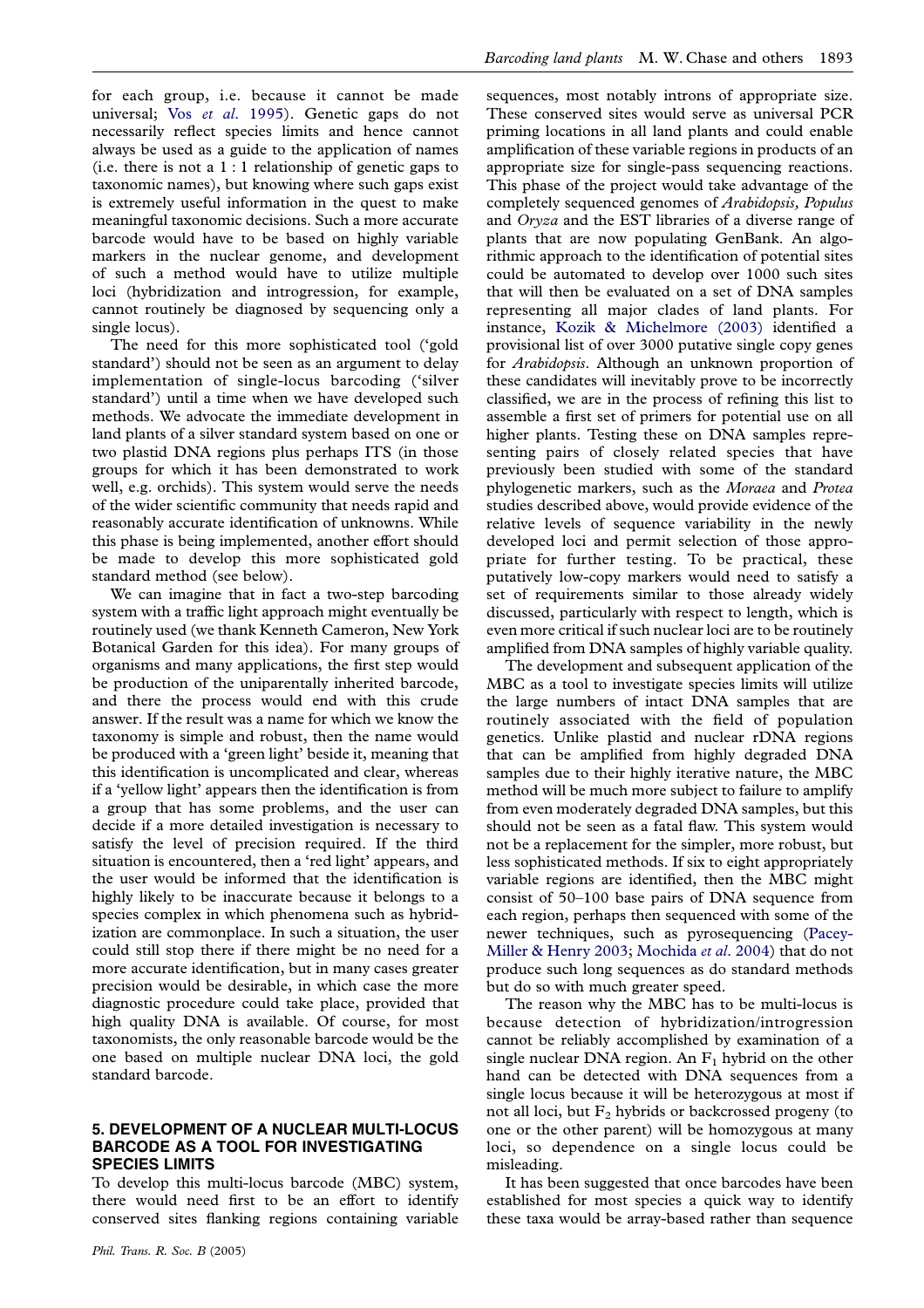for each group, i.e. because it cannot be made universal; Vos *et al.* 1995). Genetic gaps do not necessarily reflect species limits and hence cannot always be used as a guide to the application of names (i.e. there is not a 1 : 1 relationship of genetic gaps to taxonomic names), but knowing where such gaps exist is extremely useful information in the quest to make meaningful taxonomic decisions. Such a more accurate barcode would have to be based on highly variable markers in the nuclear genome, and development of such a method would have to utilize multiple loci (hybridization and introgression, for example, cannot routinely be diagnosed by sequencing only a single locus).

The need for this more sophisticated tool ('gold standard') should not be seen as an argument to delay implementation of single-locus barcoding ('silver standard') until a time when we have developed such methods. We advocate the immediate development in land plants of a silver standard system based on one or two plastid DNA regions plus perhaps ITS (in those groups for which it has been demonstrated to work well, e.g. orchids). This system would serve the needs of the wider scientific community that needs rapid and reasonably accurate identification of unknowns. While this phase is being implemented, another effort should be made to develop this more sophisticated gold standard method (see below).

We can imagine that in fact a two-step barcoding system with a traffic light approach might eventually be routinely used (we thank Kenneth Cameron, New York Botanical Garden for this idea). For many groups of organisms and many applications, the first step would be production of the uniparentally inherited barcode, and there the process would end with this crude answer. If the result was a name for which we know the taxonomy is simple and robust, then the name would be produced with a 'green light' beside it, meaning that this identification is uncomplicated and clear, whereas if a 'yellow light' appears then the identification is from a group that has some problems, and the user can decide if a more detailed investigation is necessary to satisfy the level of precision required. If the third situation is encountered, then a 'red light' appears, and the user would be informed that the identification is highly likely to be inaccurate because it belongs to a species complex in which phenomena such as hybridization are commonplace. In such a situation, the user could still stop there if there might be no need for a more accurate identification, but in many cases greater precision would be desirable, in which case the more diagnostic procedure could take place, provided that high quality DNA is available. Of course, for most taxonomists, the only reasonable barcode would be the one based on multiple nuclear DNA loci, the gold standard barcode.

## 5. DEVELOPMENT OF A NUCLEAR MULTI-LOCUS BARCODE AS A TOOL FOR INVESTIGATING SPECIES LIMITS

To develop this multi-locus barcode (MBC) system, there would need first to be an effort to identify conserved sites flanking regions containing variable sequences, most notably introns of appropriate size. These conserved sites would serve as universal PCR priming locations in all land plants and could enable amplification of these variable regions in products of an appropriate size for single-pass sequencing reactions. This phase of the project would take advantage of the completely sequenced genomes of *Arabidopsis, Populus* and *Oryza* and the EST libraries of a diverse range of plants that are now populating GenBank. An algorithmic approach to the identification of potential sites could be automated to develop over 1000 such sites that will then be evaluated on a set of DNA samples representing all major clades of land plants. For instance, Kozik & Michelmore (2003) identified a provisional list of over 3000 putative single copy genes for *Arabidopsis*. Although an unknown proportion of these candidates will inevitably prove to be incorrectly classified, we are in the process of refining this list to assemble a first set of primers for potential use on all higher plants. Testing these on DNA samples representing pairs of closely related species that have previously been studied with some of the standard phylogenetic markers, such as the *Moraea* and *Protea* studies described above, would provide evidence of the relative levels of sequence variability in the newly developed loci and permit selection of those appropriate for further testing. To be practical, these putatively low-copy markers would need to satisfy a set of requirements similar to those already widely discussed, particularly with respect to length, which is even more critical if such nuclear loci are to be routinely amplified from DNA samples of highly variable quality.

The development and subsequent application of the MBC as a tool to investigate species limits will utilize the large numbers of intact DNA samples that are routinely associated with the field of population genetics. Unlike plastid and nuclear rDNA regions that can be amplified from highly degraded DNA samples due to their highly iterative nature, the MBC method will be much more subject to failure to amplify from even moderately degraded DNA samples, but this should not be seen as a fatal flaw. This system would not be a replacement for the simpler, more robust, but less sophisticated methods. If six to eight appropriately variable regions are identified, then the MBC might consist of 50–100 base pairs of DNA sequence from each region, perhaps then sequenced with some of the newer techniques, such as pyrosequencing (Pacey-Miller & Henry 2003; Mochida *et al.* 2004) that do not produce such long sequences as do standard methods but do so with much greater speed.

The reason why the MBC has to be multi-locus is because detection of hybridization/introgression cannot be reliably accomplished by examination of a single nuclear DNA region. An $F_1$ hybrid on the other hand can be detected with DNA sequences from a single locus because it will be heterozygous at most if not all loci, but $F_2$ hybrids or backcrossed progeny (to one or the other parent) will be homozygous at many loci, so dependence on a single locus could be misleading.

It has been suggested that once barcodes have been established for most species a quick way to identify these taxa would be array-based rather than sequence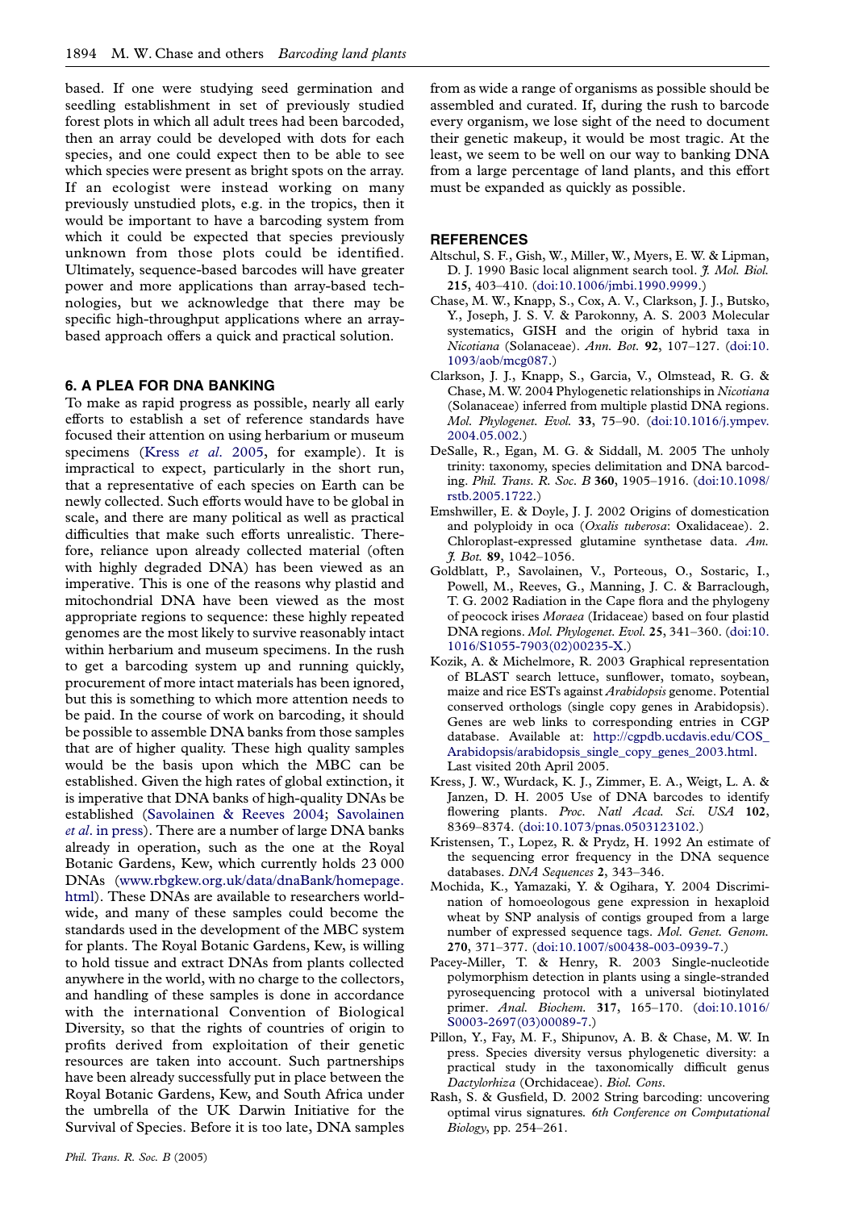based. If one were studying seed germination and seedling establishment in set of previously studied forest plots in which all adult trees had been barcoded, then an array could be developed with dots for each species, and one could expect then to be able to see which species were present as bright spots on the array. If an ecologist were instead working on many previously unstudied plots, e.g. in the tropics, then it would be important to have a barcoding system from which it could be expected that species previously unknown from those plots could be identified. Ultimately, sequence-based barcodes will have greater power and more applications than array-based technologies, but we acknowledge that there may be specific high-throughput applications where an array-based approach offers a quick and practical solution.

## 6. A PLEA FOR DNA BANKING

To make as rapid progress as possible, nearly all early efforts to establish a set of reference standards have focused their attention on using herbarium or museum specimens (Kress *et al*. 2005, for example). It is impractical to expect, particularly in the short run, that a representative of each species on Earth can be newly collected. Such efforts would have to be global in scale, and there are many political as well as practical difficulties that make such efforts unrealistic. Therefore, reliance upon already collected material (often with highly degraded DNA) has been viewed as an imperative. This is one of the reasons why plastid and mitochondrial DNA have been viewed as the most appropriate regions to sequence: these highly repeated genomes are the most likely to survive reasonably intact within herbarium and museum specimens. In the rush to get a barcoding system up and running quickly, procurement of more intact materials has been ignored, but this is something to which more attention needs to be paid. In the course of work on barcoding, it should be possible to assemble DNA banks from those samples that are of higher quality. These high quality samples would be the basis upon which the MBC can be established. Given the high rates of global extinction, it is imperative that DNA banks of high-quality DNAs be established (Savolainen & Reeves 2004; Savolainen *et al*. in press). There are a number of large DNA banks already in operation, such as the one at the Royal Botanic Gardens, Kew, which currently holds 23 000 DNAs (www.rbgkew.org.uk/data/dnaBank/homepage.html). These DNAs are available to researchers worldwide, and many of these samples could become the standards used in the development of the MBC system for plants. The Royal Botanic Gardens, Kew, is willing to hold tissue and extract DNAs from plants collected anywhere in the world, with no charge to the collectors, and handling of these samples is done in accordance with the international Convention of Biological Diversity, so that the rights of countries of origin to profits derived from exploitation of their genetic resources are taken into account. Such partnerships have been already successfully put in place between the Royal Botanic Gardens, Kew, and South Africa under the umbrella of the UK Darwin Initiative for the Survival of Species. Before it is too late, DNA samples from as wide a range of organisms as possible should be assembled and curated. If, during the rush to barcode every organism, we lose sight of the need to document their genetic makeup, it would be most tragic. At the least, we seem to be well on our way to banking DNA from a large percentage of land plants, and this effort must be expanded as quickly as possible.

## REFERENCES

Altschul, S. F., Gish, W., Miller, W., Myers, E. W. & Lipman, D. J. 1990 Basic local alignment search tool. *J. Mol. Biol.* **215**, 403–410. (doi:10.1006/jmbi.1990.9999.)

Chase, M. W., Knapp, S., Cox, A. V., Clarkson, J. J., Butsko, Y., Joseph, J. S. V. & Parokonny, A. S. 2003 Molecular systematics, GISH and the origin of hybrid taxa in *Nicotiana* (Solanaceae). *Ann. Bot.* **92**, 107–127. (doi:10.1093/aob/mcg087.)

Clarkson, J. J., Knapp, S., Garcia, V., Olmstead, R. G. & Chase, M. W. 2004 Phylogenetic relationships in *Nicotiana* (Solanaceae) inferred from multiple plastid DNA regions. *Mol. Phylogenet. Evol.* **33**, 75–90. (doi:10.1016/j.ympev.2004.05.002.)

DeSalle, R., Egan, M. G. & Siddall, M. 2005 The unholy trinity: taxonomy, species delimitation and DNA barcoding. *Phil. Trans. R. Soc. B* **360**, 1905–1916. (doi:10.1098/rstb.2005.1722.)

Emshwiller, E. & Doyle, J. J. 2002 Origins of domestication and polyploidy in oca (*Oxalis tuberosa*: Oxalidaceae). 2. Chloroplast-expressed glutamine synthetase data. *Am. J. Bot.* **89**, 1042–1056.

Goldblatt, P., Savolainen, V., Porteous, O., Sostaric, I., Powell, M., Reeves, G., Manning, J. C. & Barraclough, T. G. 2002 Radiation in the Cape flora and the phylogeny of peacock irises *Moraea* (Iridaceae) based on four plastid DNA regions. *Mol. Phylogenet. Evol.* **25**, 341–360. (doi:10.1016/S1055-7903(02)00235-X.)

Kozik, A. & Michelmore, R. 2003 Graphical representation of BLAST search lettuce, sunflower, tomato, soybean, maize and rice ESTs against *Arabidopsis* genome. Potential conserved orthologs (single copy genes in Arabidopsis). Genes are web links to corresponding entries in CGP database. Available at: http://cgpdb.ucdavis.edu/COS_Arabidopsis/arabidopsis_single_copy_genes_2003.html. Last visited 20th April 2005.

Kress, J. W., Wurdack, K. J., Zimmer, E. A., Weigt, L. A. & Janzen, D. H. 2005 Use of DNA barcodes to identify flowering plants. *Proc. Natl Acad. Sci. USA* **102**, 8369–8374. (doi:10.1073/pnas.0503123102.)

Kristensen, T., Lopez, R. & Prydz, H. 1992 An estimate of the sequencing error frequency in the DNA sequence databases. *DNA Sequences* **2**, 343–346.

Mochida, K., Yamazaki, Y. & Ogihara, Y. 2004 Discrimination of homoeologous gene expression in hexaploid wheat by SNP analysis of contigs grouped from a large number of expressed sequence tags. *Mol. Genet. Genom.* **270**, 371–377. (doi:10.1007/s00438-003-0939-7.)

Pacey-Miller, T. & Henry, R. 2003 Single-nucleotide polymorphism detection in plants using a single-stranded pyrosequencing protocol with a universal biotinylated primer. *Anal. Biochem.* **317**, 165–170. (doi:10.1016/S0003-2697(03)00089-7.)

Pillon, Y., Fay, M. F., Shipunov, A. B. & Chase, M. W. In press. Species diversity versus phylogenetic diversity: a practical study in the taxonomically difficult genus *Dactylorhiza* (Orchidaceae). *Biol. Cons.*

Rash, S. & Gusfield, D. 2002 String barcoding: uncovering optimal virus signatures. *6th Conference on Computational Biology*, pp. 254–261.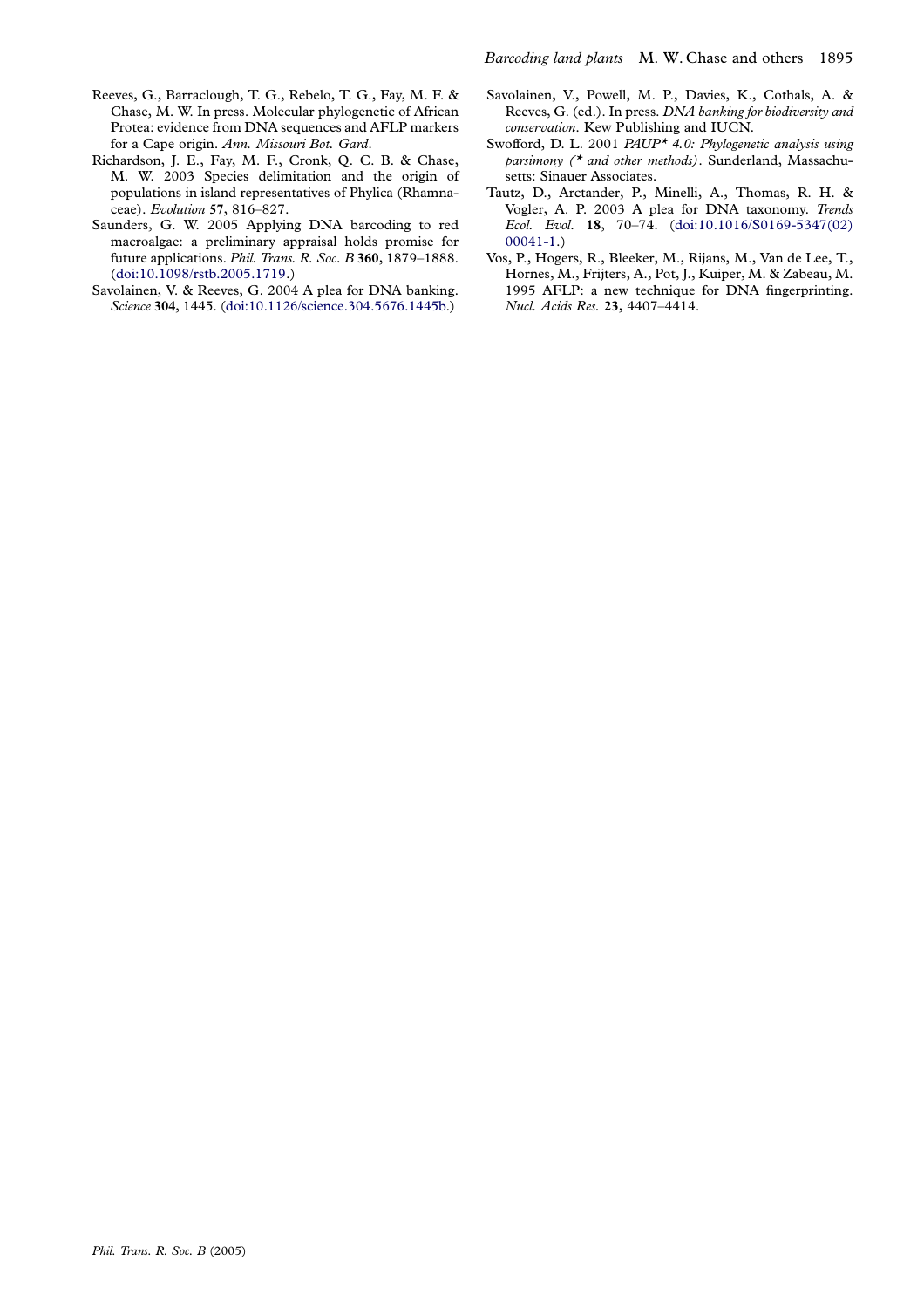Reeves, G., Barraclough, T. G., Rebelo, T. G., Fay, M. F. & Chase, M. W. In press. Molecular phylogenetic of African Protea: evidence from DNA sequences and AFLP markers for a Cape origin. *Ann. Missouri Bot. Gard*.

Richardson, J. E., Fay, M. F., Cronk, Q. C. B. & Chase, M. W. 2003 Species delimitation and the origin of populations in island representatives of Phylica (Rhamnaceae). *Evolution* **57**, 816–827.

Saunders, G. W. 2005 Applying DNA barcoding to red macroalgae: a preliminary appraisal holds promise for future applications. *Phil. Trans. R. Soc. B* **360**, 1879–1888. (doi:10.1098/rstb.2005.1719.)

Savolainen, V. & Reeves, G. 2004 A plea for DNA banking. *Science* **304**, 1445. (doi:10.1126/science.304.5676.1445b.)

Savolainen, V., Powell, M. P., Davies, K., Cothals, A. & Reeves, G. (ed.). In press. *DNA banking for biodiversity and conservation*. Kew Publishing and IUCN.

Swofford, D. L. 2001 *PAUP\* 4.0: Phylogenetic analysis using parsimony (\* and other methods)*. Sunderland, Massachusetts: Sinauer Associates.

Tautz, D., Arctander, P., Minelli, A., Thomas, R. H. & Vogler, A. P. 2003 A plea for DNA taxonomy. *Trends Ecol. Evol.* **18**, 70–74. (doi:10.1016/S0169-5347(02)00041-1.)

Vos, P., Hogers, R., Bleeker, M., Rijans, M., Van de Lee, T., Hornes, M., Frijters, A., Pot, J., Kuiper, M. & Zabeau, M. 1995 AFLP: a new technique for DNA fingerprinting. *Nucl. Acids Res.* **23**, 4407–4414.